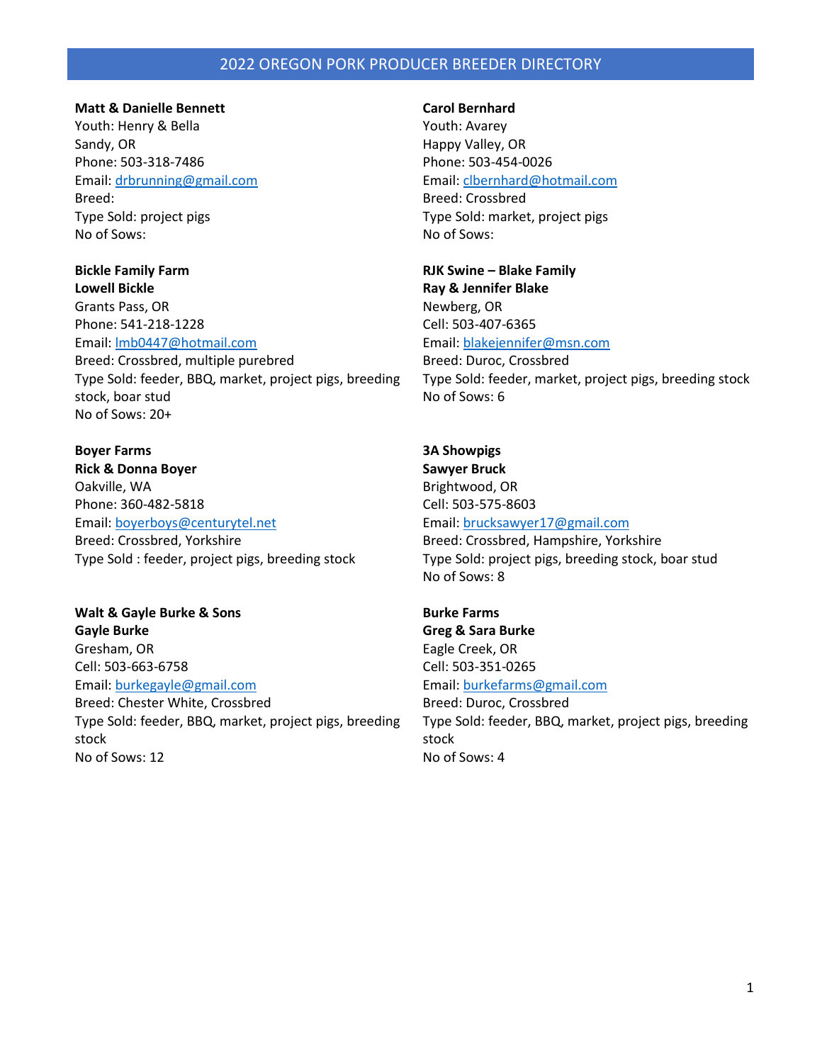# 2022 OREGON PORK PRODUCER BREEDER DIRECTORY

**Matt & Danielle Bennett**
Youth: Henry & Bella
Sandy, OR
Phone: 503-318-7486
Email: drbrunning@gmail.com
Breed:
Type Sold: project pigs
No of Sows:

**Bickle Family Farm**
**Lowell Bickle**
Grants Pass, OR
Phone: 541-218-1228
Email: lmb0447@hotmail.com
Breed: Crossbred, multiple purebred
Type Sold: feeder, BBQ, market, project pigs, breeding stock, boar stud
No of Sows: 20+

**Boyer Farms**
**Rick & Donna Boyer**
Oakville, WA
Phone: 360-482-5818
Email: boyerboys@centurytel.net
Breed: Crossbred, Yorkshire
Type Sold : feeder, project pigs, breeding stock

**Walt & Gayle Burke & Sons**
**Gayle Burke**
Gresham, OR
Cell: 503-663-6758
Email: burkegayle@gmail.com
Breed: Chester White, Crossbred
Type Sold: feeder, BBQ, market, project pigs, breeding stock
No of Sows: 12

**Carol Bernhard**
Youth: Avarey
Happy Valley, OR
Phone: 503-454-0026
Email: clbernhard@hotmail.com
Breed: Crossbred
Type Sold: market, project pigs
No of Sows:

**RJK Swine – Blake Family**
**Ray & Jennifer Blake**
Newberg, OR
Cell: 503-407-6365
Email: blakejennifer@msn.com
Breed: Duroc, Crossbred
Type Sold: feeder, market, project pigs, breeding stock
No of Sows: 6

**3A Showpigs**
**Sawyer Bruck**
Brightwood, OR
Cell: 503-575-8603
Email: brucksawyer17@gmail.com
Breed: Crossbred, Hampshire, Yorkshire
Type Sold: project pigs, breeding stock, boar stud
No of Sows: 8

**Burke Farms**
**Greg & Sara Burke**
Eagle Creek, OR
Cell: 503-351-0265
Email: burkefarms@gmail.com
Breed: Duroc, Crossbred
Type Sold: feeder, BBQ, market, project pigs, breeding stock
No of Sows: 4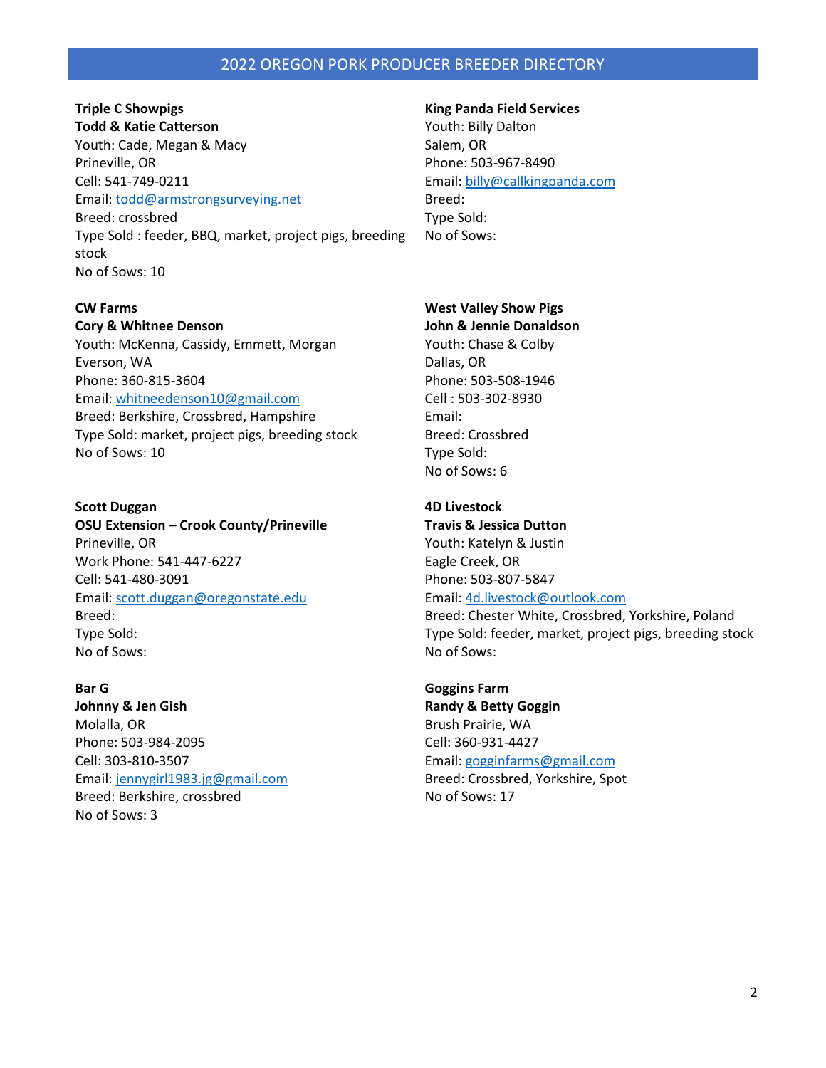## 2022 OREGON PORK PRODUCER BREEDER DIRECTORY

**Triple C Showpigs**
**Todd & Katie Catterson**
Youth: Cade, Megan & Macy
Prineville, OR
Cell: 541-749-0211
Email: todd@armstrongsurveying.net
Breed: crossbred
Type Sold : feeder, BBQ, market, project pigs, breeding stock
No of Sows: 10

**CW Farms**
**Cory & Whitnee Denson**
Youth: McKenna, Cassidy, Emmett, Morgan
Everson, WA
Phone: 360-815-3604
Email: whitneedenson10@gmail.com
Breed: Berkshire, Crossbred, Hampshire
Type Sold: market, project pigs, breeding stock
No of Sows: 10

**Scott Duggan**
**OSU Extension – Crook County/Prineville**
Prineville, OR
Work Phone: 541-447-6227
Cell: 541-480-3091
Email: scott.duggan@oregonstate.edu
Breed:
Type Sold:
No of Sows:

**Bar G**
**Johnny & Jen Gish**
Molalla, OR
Phone: 503-984-2095
Cell: 303-810-3507
Email: jennygirl1983.jg@gmail.com
Breed: Berkshire, crossbred
No of Sows: 3

**King Panda Field Services**
Youth: Billy Dalton
Salem, OR
Phone: 503-967-8490
Email: billy@callkingpanda.com
Breed:
Type Sold:
No of Sows:

**West Valley Show Pigs**
**John & Jennie Donaldson**
Youth: Chase & Colby
Dallas, OR
Phone: 503-508-1946
Cell : 503-302-8930
Email:
Breed: Crossbred
Type Sold:
No of Sows: 6

**4D Livestock**
**Travis & Jessica Dutton**
Youth: Katelyn & Justin
Eagle Creek, OR
Phone: 503-807-5847
Email: 4d.livestock@outlook.com
Breed: Chester White, Crossbred, Yorkshire, Poland
Type Sold: feeder, market, project pigs, breeding stock
No of Sows:

**Goggins Farm**
**Randy & Betty Goggin**
Brush Prairie, WA
Cell: 360-931-4427
Email: gogginfarms@gmail.com
Breed: Crossbred, Yorkshire, Spot
No of Sows: 17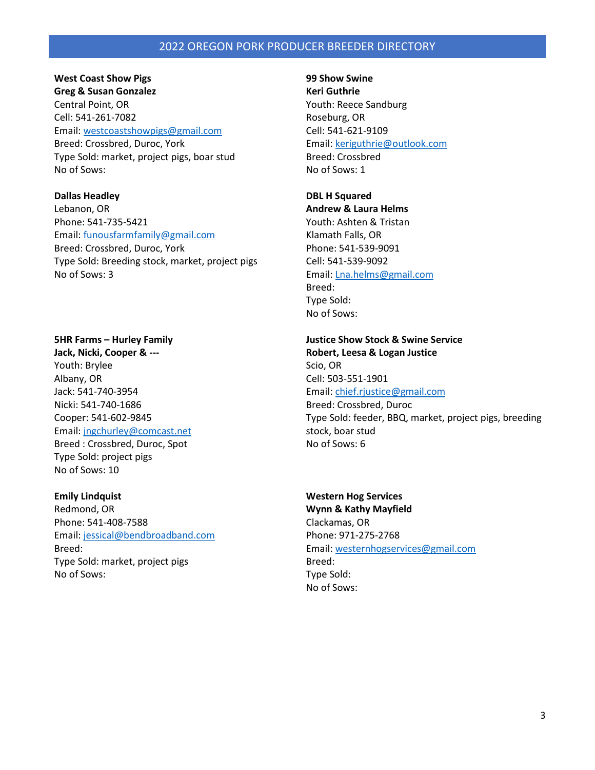# 2022 OREGON PORK PRODUCER BREEDER DIRECTORY

**West Coast Show Pigs**
**Greg & Susan Gonzalez**
Central Point, OR
Cell: 541-261-7082
Email: westcoastshowpigs@gmail.com
Breed: Crossbred, Duroc, York
Type Sold: market, project pigs, boar stud
No of Sows:

**Dallas Headley**
Lebanon, OR
Phone: 541-735-5421
Email: funousfarmfamily@gmail.com
Breed: Crossbred, Duroc, York
Type Sold: Breeding stock, market, project pigs
No of Sows: 3

**5HR Farms – Hurley Family**
**Jack, Nicki, Cooper & ---**
Youth: Brylee
Albany, OR
Jack: 541-740-3954
Nicki: 541-740-1686
Cooper: 541-602-9845
Email: jngchurley@comcast.net
Breed : Crossbred, Duroc, Spot
Type Sold: project pigs
No of Sows: 10

**Emily Lindquist**
Redmond, OR
Phone: 541-408-7588
Email: jessical@bendbroadband.com
Breed:
Type Sold: market, project pigs
No of Sows:

**99 Show Swine**
**Keri Guthrie**
Youth: Reece Sandburg
Roseburg, OR
Cell: 541-621-9109
Email: keriguthrie@outlook.com
Breed: Crossbred
No of Sows: 1

**DBL H Squared**
**Andrew & Laura Helms**
Youth: Ashten & Tristan
Klamath Falls, OR
Phone: 541-539-9091
Cell: 541-539-9092
Email: Lna.helms@gmail.com
Breed:
Type Sold:
No of Sows:

**Justice Show Stock & Swine Service**
**Robert, Leesa & Logan Justice**
Scio, OR
Cell: 503-551-1901
Email: chief.rjustice@gmail.com
Breed: Crossbred, Duroc
Type Sold: feeder, BBQ, market, project pigs, breeding stock, boar stud
No of Sows: 6

**Western Hog Services**
**Wynn & Kathy Mayfield**
Clackamas, OR
Phone: 971-275-2768
Email: westernhogservices@gmail.com
Breed:
Type Sold:
No of Sows: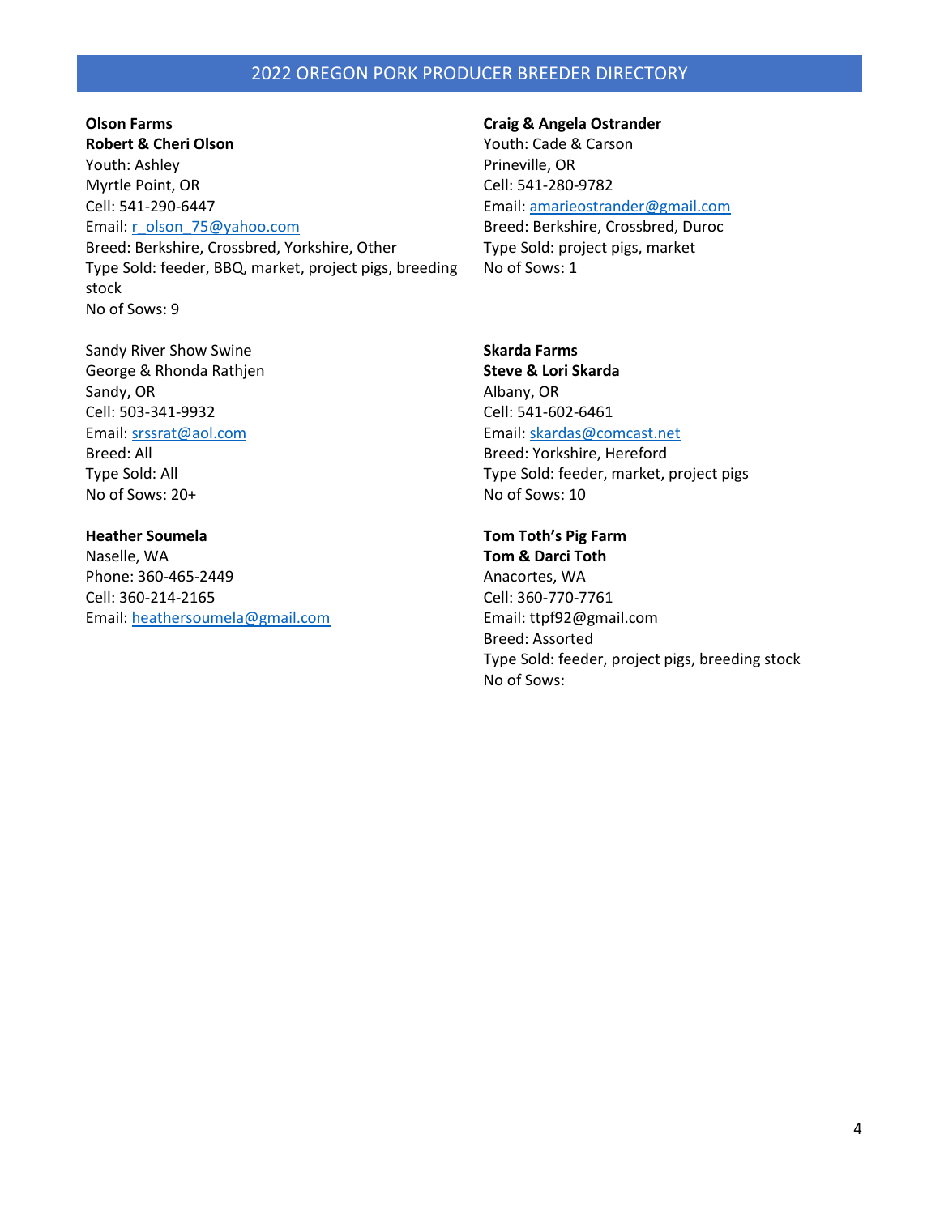**Olson Farms**
**Robert & Cheri Olson**
Youth: Ashley
Myrtle Point, OR
Cell: 541-290-6447
Email: r_olson_75@yahoo.com
Breed: Berkshire, Crossbred, Yorkshire, Other
Type Sold: feeder, BBQ, market, project pigs, breeding stock
No of Sows: 9

Sandy River Show Swine
George & Rhonda Rathjen
Sandy, OR
Cell: 503-341-9932
Email: srssrat@aol.com
Breed: All
Type Sold: All
No of Sows: 20+

**Heather Soumela**
Naselle, WA
Phone: 360-465-2449
Cell: 360-214-2165
Email: heathersoumela@gmail.com

**Craig & Angela Ostrander**
Youth: Cade & Carson
Prineville, OR
Cell: 541-280-9782
Email: amarieostrander@gmail.com
Breed: Berkshire, Crossbred, Duroc
Type Sold: project pigs, market
No of Sows: 1

**Skarda Farms**
**Steve & Lori Skarda**
Albany, OR
Cell: 541-602-6461
Email: skardas@comcast.net
Breed: Yorkshire, Hereford
Type Sold: feeder, market, project pigs
No of Sows: 10

**Tom Toth's Pig Farm**
**Tom & Darci Toth**
Anacortes, WA
Cell: 360-770-7761
Email: ttpf92@gmail.com
Breed: Assorted
Type Sold: feeder, project pigs, breeding stock
No of Sows: